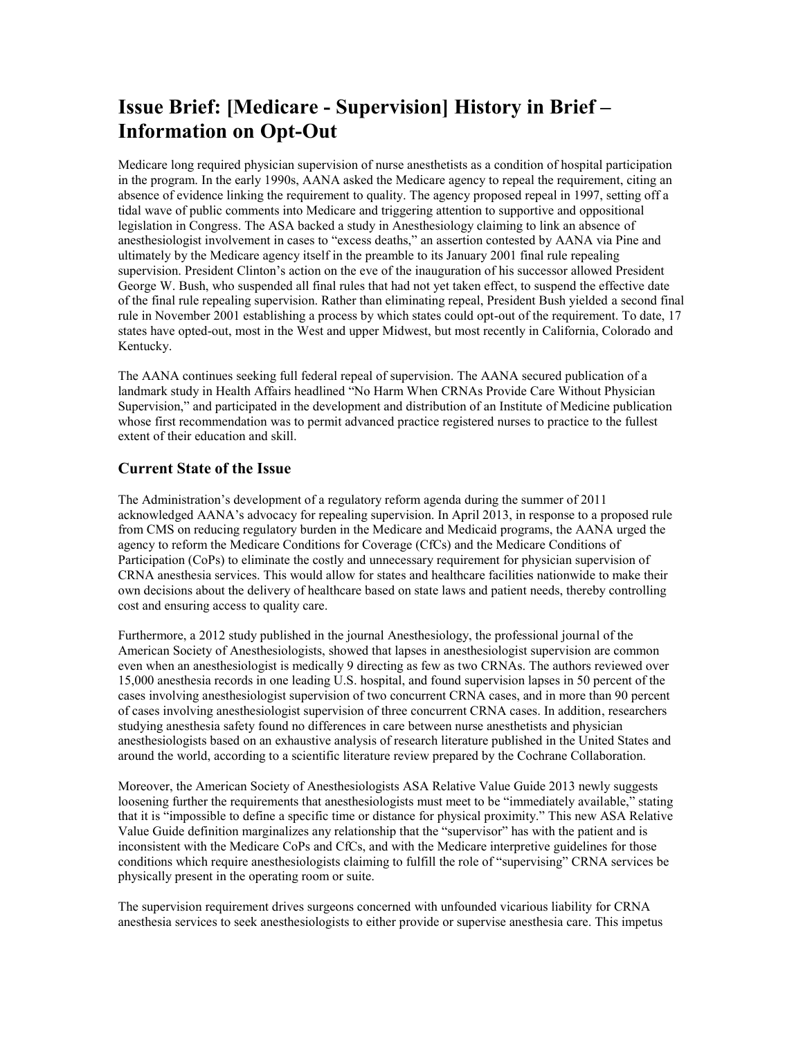# Issue Brief: [Medicare - Supervision] History in Brief – Information on Opt-Out

Medicare long required physician supervision of nurse anesthetists as a condition of hospital participation in the program. In the early 1990s, AANA asked the Medicare agency to repeal the requirement, citing an absence of evidence linking the requirement to quality. The agency proposed repeal in 1997, setting off a tidal wave of public comments into Medicare and triggering attention to supportive and oppositional legislation in Congress. The ASA backed a study in Anesthesiology claiming to link an absence of anesthesiologist involvement in cases to "excess deaths," an assertion contested by AANA via Pine and ultimately by the Medicare agency itself in the preamble to its January 2001 final rule repealing supervision. President Clinton's action on the eve of the inauguration of his successor allowed President George W. Bush, who suspended all final rules that had not yet taken effect, to suspend the effective date of the final rule repealing supervision. Rather than eliminating repeal, President Bush yielded a second final rule in November 2001 establishing a process by which states could opt-out of the requirement. To date, 17 states have opted-out, most in the West and upper Midwest, but most recently in California, Colorado and Kentucky.

The AANA continues seeking full federal repeal of supervision. The AANA secured publication of a landmark study in Health Affairs headlined "No Harm When CRNAs Provide Care Without Physician Supervision," and participated in the development and distribution of an Institute of Medicine publication whose first recommendation was to permit advanced practice registered nurses to practice to the fullest extent of their education and skill.

## Current State of the Issue

The Administration's development of a regulatory reform agenda during the summer of 2011 acknowledged AANA's advocacy for repealing supervision. In April 2013, in response to a proposed rule from CMS on reducing regulatory burden in the Medicare and Medicaid programs, the AANA urged the agency to reform the Medicare Conditions for Coverage (CfCs) and the Medicare Conditions of Participation (CoPs) to eliminate the costly and unnecessary requirement for physician supervision of CRNA anesthesia services. This would allow for states and healthcare facilities nationwide to make their own decisions about the delivery of healthcare based on state laws and patient needs, thereby controlling cost and ensuring access to quality care.

Furthermore, a 2012 study published in the journal Anesthesiology, the professional journal of the American Society of Anesthesiologists, showed that lapses in anesthesiologist supervision are common even when an anesthesiologist is medically 9 directing as few as two CRNAs. The authors reviewed over 15,000 anesthesia records in one leading U.S. hospital, and found supervision lapses in 50 percent of the cases involving anesthesiologist supervision of two concurrent CRNA cases, and in more than 90 percent of cases involving anesthesiologist supervision of three concurrent CRNA cases. In addition, researchers studying anesthesia safety found no differences in care between nurse anesthetists and physician anesthesiologists based on an exhaustive analysis of research literature published in the United States and around the world, according to a scientific literature review prepared by the Cochrane Collaboration.

Moreover, the American Society of Anesthesiologists ASA Relative Value Guide 2013 newly suggests loosening further the requirements that anesthesiologists must meet to be "immediately available," stating that it is "impossible to define a specific time or distance for physical proximity." This new ASA Relative Value Guide definition marginalizes any relationship that the "supervisor" has with the patient and is inconsistent with the Medicare CoPs and CfCs, and with the Medicare interpretive guidelines for those conditions which require anesthesiologists claiming to fulfill the role of "supervising" CRNA services be physically present in the operating room or suite.

The supervision requirement drives surgeons concerned with unfounded vicarious liability for CRNA anesthesia services to seek anesthesiologists to either provide or supervise anesthesia care. This impetus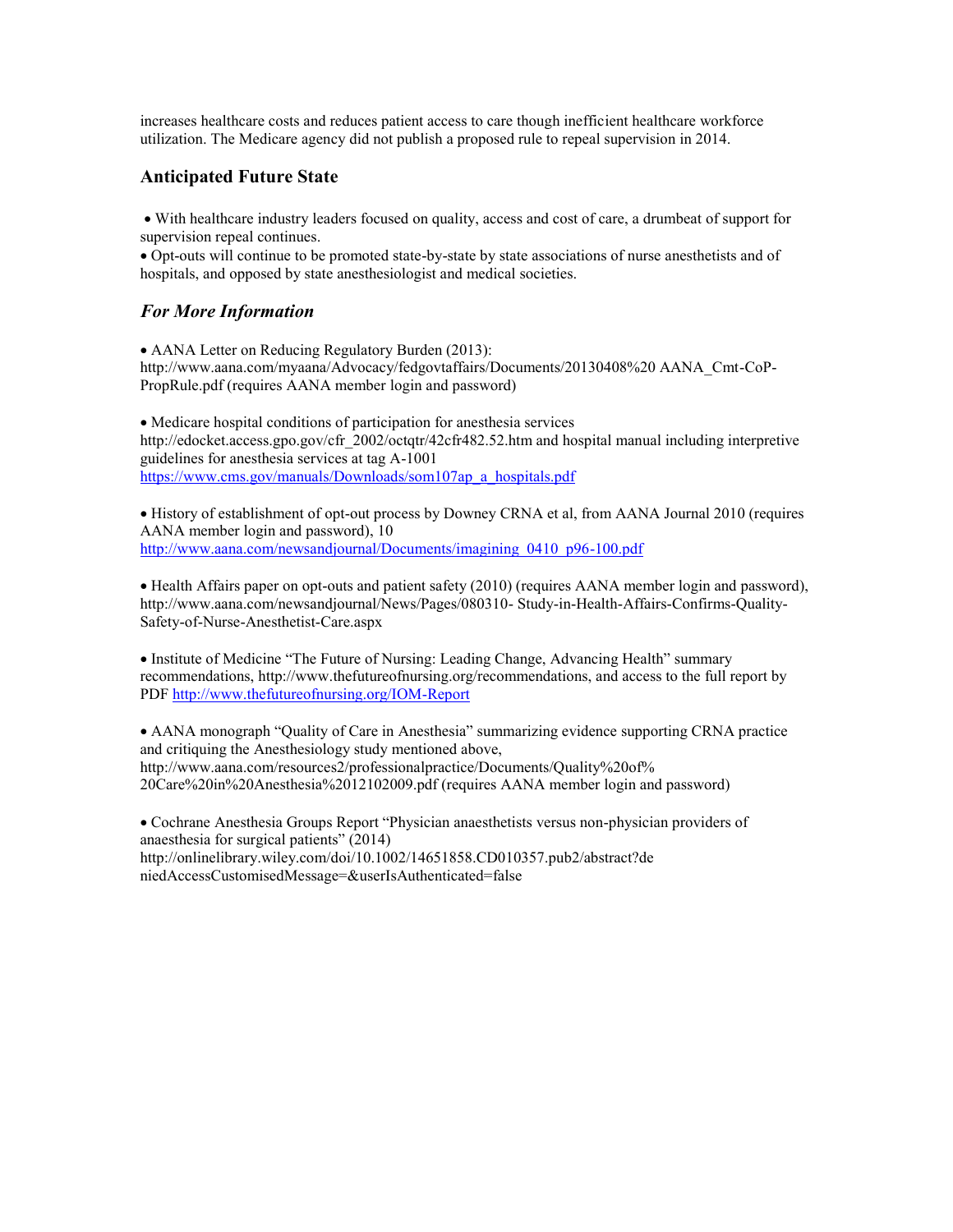increases healthcare costs and reduces patient access to care though inefficient healthcare workforce utilization. The Medicare agency did not publish a proposed rule to repeal supervision in 2014.

## Anticipated Future State

- With healthcare industry leaders focused on quality, access and cost of care, a drumbeat of support for supervision repeal continues.
- Opt-outs will continue to be promoted state-by-state by state associations of nurse anesthetists and of hospitals, and opposed by state anesthesiologist and medical societies.

## *For More Information*

- AANA Letter on Reducing Regulatory Burden (2013): http://www.aana.com/myaana/Advocacy/fedgovtaffairs/Documents/20130408%20 AANA_Cmt-CoP-PropRule.pdf (requires AANA member login and password)

- Medicare hospital conditions of participation for anesthesia services http://edocket.access.gpo.gov/cfr_2002/octqtr/42cfr482.52.htm and hospital manual including interpretive guidelines for anesthesia services at tag A-1001 https://www.cms.gov/manuals/Downloads/som107ap_a_hospitals.pdf

- History of establishment of opt-out process by Downey CRNA et al, from AANA Journal 2010 (requires AANA member login and password), 10 http://www.aana.com/newsandjournal/Documents/imagining_0410_p96-100.pdf

- Health Affairs paper on opt-outs and patient safety (2010) (requires AANA member login and password), http://www.aana.com/newsandjournal/News/Pages/080310- Study-in-Health-Affairs-Confirms-Quality-Safety-of-Nurse-Anesthetist-Care.aspx

- Institute of Medicine "The Future of Nursing: Leading Change, Advancing Health" summary recommendations, http://www.thefutureofnursing.org/recommendations, and access to the full report by PDF http://www.thefutureofnursing.org/IOM-Report

- AANA monograph "Quality of Care in Anesthesia" summarizing evidence supporting CRNA practice and critiquing the Anesthesiology study mentioned above, http://www.aana.com/resources2/professionalpractice/Documents/Quality%20of%20Care%20in%20Anesthesia%2012102009.pdf (requires AANA member login and password)

- Cochrane Anesthesia Groups Report "Physician anaesthetists versus non-physician providers of anaesthesia for surgical patients" (2014) http://onlinelibrary.wiley.com/doi/10.1002/14651858.CD010357.pub2/abstract?deniedAccessCustomisedMessage=&userIsAuthenticated=false